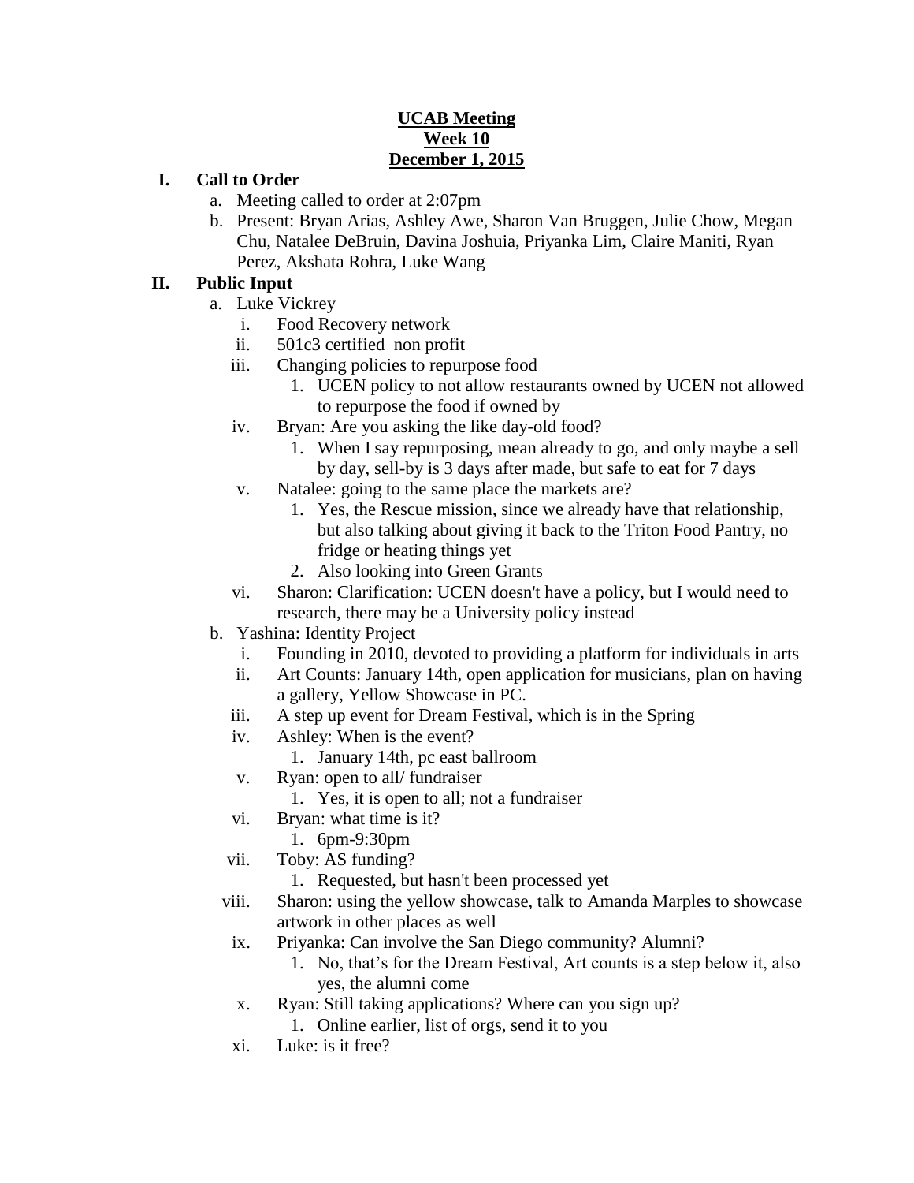**UCAB Meeting**
**Week 10**
**December 1, 2015**

I. **Call to Order**
   a. Meeting called to order at 2:07pm
   b. Present: Bryan Arias, Ashley Awe, Sharon Van Bruggen, Julie Chow, Megan Chu, Natalee DeBruin, Davina Joshuia, Priyanka Lim, Claire Maniti, Ryan Perez, Akshata Rohra, Luke Wang

II. **Public Input**
   a. Luke Vickrey
      i. Food Recovery network
      ii. 501c3 certified non profit
      iii. Changing policies to repurpose food
         1. UCEN policy to not allow restaurants owned by UCEN not allowed to repurpose the food if owned by
      iv. Bryan: Are you asking the like day-old food?
         1. When I say repurposing, mean already to go, and only maybe a sell by day, sell-by is 3 days after made, but safe to eat for 7 days
      v. Natalee: going to the same place the markets are?
         1. Yes, the Rescue mission, since we already have that relationship, but also talking about giving it back to the Triton Food Pantry, no fridge or heating things yet
         2. Also looking into Green Grants
      vi. Sharon: Clarification: UCEN doesn't have a policy, but I would need to research, there may be a University policy instead
   b. Yashina: Identity Project
      i. Founding in 2010, devoted to providing a platform for individuals in arts
      ii. Art Counts: January 14th, open application for musicians, plan on having a gallery, Yellow Showcase in PC.
      iii. A step up event for Dream Festival, which is in the Spring
      iv. Ashley: When is the event?
         1. January 14th, pc east ballroom
      v. Ryan: open to all/ fundraiser
         1. Yes, it is open to all; not a fundraiser
      vi. Bryan: what time is it?
         1. 6pm-9:30pm
      vii. Toby: AS funding?
         1. Requested, but hasn't been processed yet
      viii. Sharon: using the yellow showcase, talk to Amanda Marples to showcase artwork in other places as well
      ix. Priyanka: Can involve the San Diego community? Alumni?
         1. No, that's for the Dream Festival, Art counts is a step below it, also yes, the alumni come
      x. Ryan: Still taking applications? Where can you sign up?
         1. Online earlier, list of orgs, send it to you
      xi. Luke: is it free?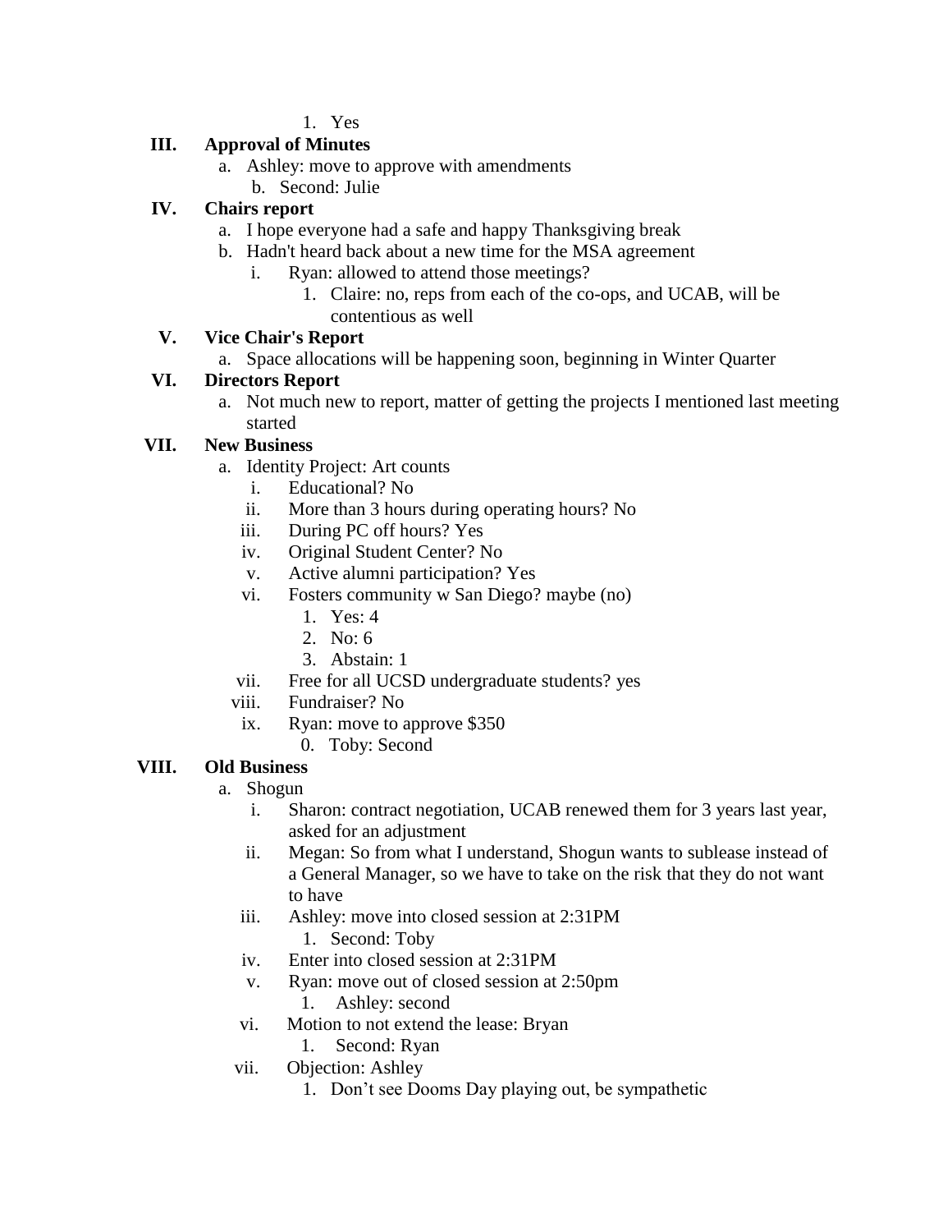1. Yes

**III. Approval of Minutes**

a. Ashley: move to approve with amendments
   b. Second: Julie

**IV. Chairs report**

a. I hope everyone had a safe and happy Thanksgiving break
b. Hadn't heard back about a new time for the MSA agreement
   i. Ryan: allowed to attend those meetings?
      1. Claire: no, reps from each of the co-ops, and UCAB, will be contentious as well

**V. Vice Chair's Report**

a. Space allocations will be happening soon, beginning in Winter Quarter

**VI. Directors Report**

a. Not much new to report, matter of getting the projects I mentioned last meeting started

**VII. New Business**

a. Identity Project: Art counts
   i. Educational? No
   ii. More than 3 hours during operating hours? No
   iii. During PC off hours? Yes
   iv. Original Student Center? No
   v. Active alumni participation? Yes
   vi. Fosters community w San Diego? maybe (no)
      1. Yes: 4
      2. No: 6
      3. Abstain: 1
   vii. Free for all UCSD undergraduate students? yes
   viii. Fundraiser? No
   ix. Ryan: move to approve $350
      0. Toby: Second

**VIII. Old Business**

a. Shogun
   i. Sharon: contract negotiation, UCAB renewed them for 3 years last year, asked for an adjustment
   ii. Megan: So from what I understand, Shogun wants to sublease instead of a General Manager, so we have to take on the risk that they do not want to have
   iii. Ashley: move into closed session at 2:31PM
      1. Second: Toby
   iv. Enter into closed session at 2:31PM
   v. Ryan: move out of closed session at 2:50pm
      1. Ashley: second
   vi. Motion to not extend the lease: Bryan
      1. Second: Ryan
   vii. Objection: Ashley
      1. Don't see Dooms Day playing out, be sympathetic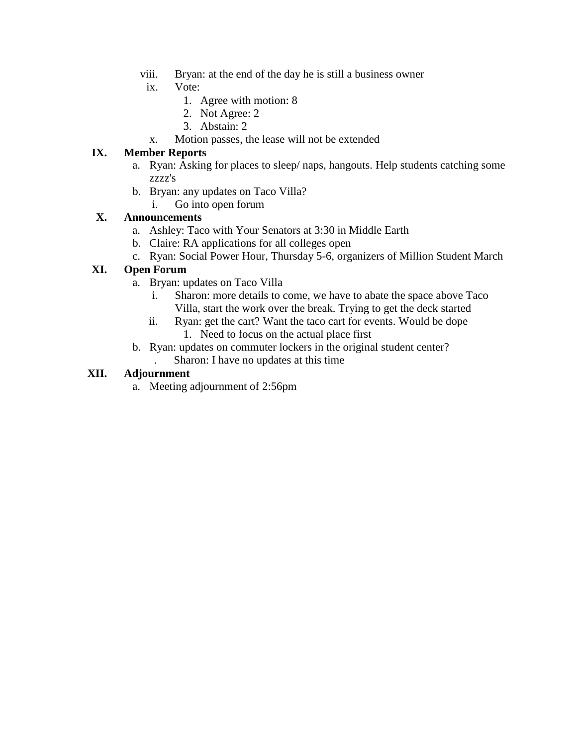viii. Bryan: at the end of the day he is still a business owner

ix. Vote:

1. Agree with motion: 8
2. Not Agree: 2
3. Abstain: 2

x. Motion passes, the lease will not be extended

**IX. Member Reports**

a. Ryan: Asking for places to sleep/ naps, hangouts. Help students catching some zzzz's

b. Bryan: any updates on Taco Villa?

i. Go into open forum

**X. Announcements**

a. Ashley: Taco with Your Senators at 3:30 in Middle Earth

b. Claire: RA applications for all colleges open

c. Ryan: Social Power Hour, Thursday 5-6, organizers of Million Student March

**XI. Open Forum**

a. Bryan: updates on Taco Villa

i. Sharon: more details to come, we have to abate the space above Taco Villa, start the work over the break. Trying to get the deck started

ii. Ryan: get the cart? Want the taco cart for events. Would be dope

1. Need to focus on the actual place first

b. Ryan: updates on commuter lockers in the original student center?

. Sharon: I have no updates at this time

**XII. Adjournment**

a. Meeting adjournment of 2:56pm